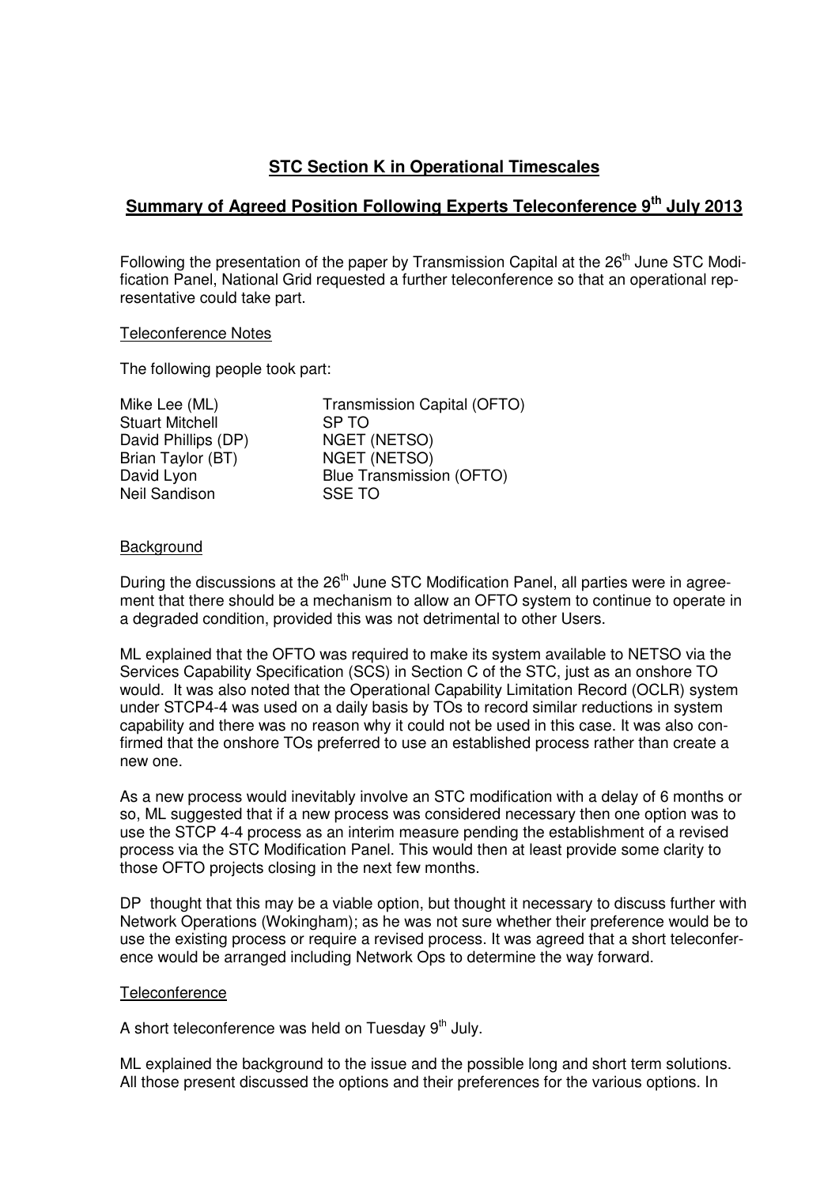# STC Section K in Operational Timescales

## Summary of Agreed Position Following Experts Teleconference 9th July 2013

Following the presentation of the paper by Transmission Capital at the 26th June STC Modification Panel, National Grid requested a further teleconference so that an operational representative could take part.

Teleconference Notes

The following people took part:

| | |
|---|---|
| Mike Lee (ML) | Transmission Capital (OFTO) |
| Stuart Mitchell | SP TO |
| David Phillips (DP) | NGET (NETSO) |
| Brian Taylor (BT) | NGET (NETSO) |
| David Lyon | Blue Transmission (OFTO) |
| Neil Sandison | SSE TO |

Background

During the discussions at the 26th June STC Modification Panel, all parties were in agreement that there should be a mechanism to allow an OFTO system to continue to operate in a degraded condition, provided this was not detrimental to other Users.

ML explained that the OFTO was required to make its system available to NETSO via the Services Capability Specification (SCS) in Section C of the STC, just as an onshore TO would. It was also noted that the Operational Capability Limitation Record (OCLR) system under STCP4-4 was used on a daily basis by TOs to record similar reductions in system capability and there was no reason why it could not be used in this case. It was also confirmed that the onshore TOs preferred to use an established process rather than create a new one.

As a new process would inevitably involve an STC modification with a delay of 6 months or so, ML suggested that if a new process was considered necessary then one option was to use the STCP 4-4 process as an interim measure pending the establishment of a revised process via the STC Modification Panel. This would then at least provide some clarity to those OFTO projects closing in the next few months.

DP thought that this may be a viable option, but thought it necessary to discuss further with Network Operations (Wokingham); as he was not sure whether their preference would be to use the existing process or require a revised process. It was agreed that a short teleconference would be arranged including Network Ops to determine the way forward.

Teleconference

A short teleconference was held on Tuesday 9th July.

ML explained the background to the issue and the possible long and short term solutions. All those present discussed the options and their preferences for the various options. In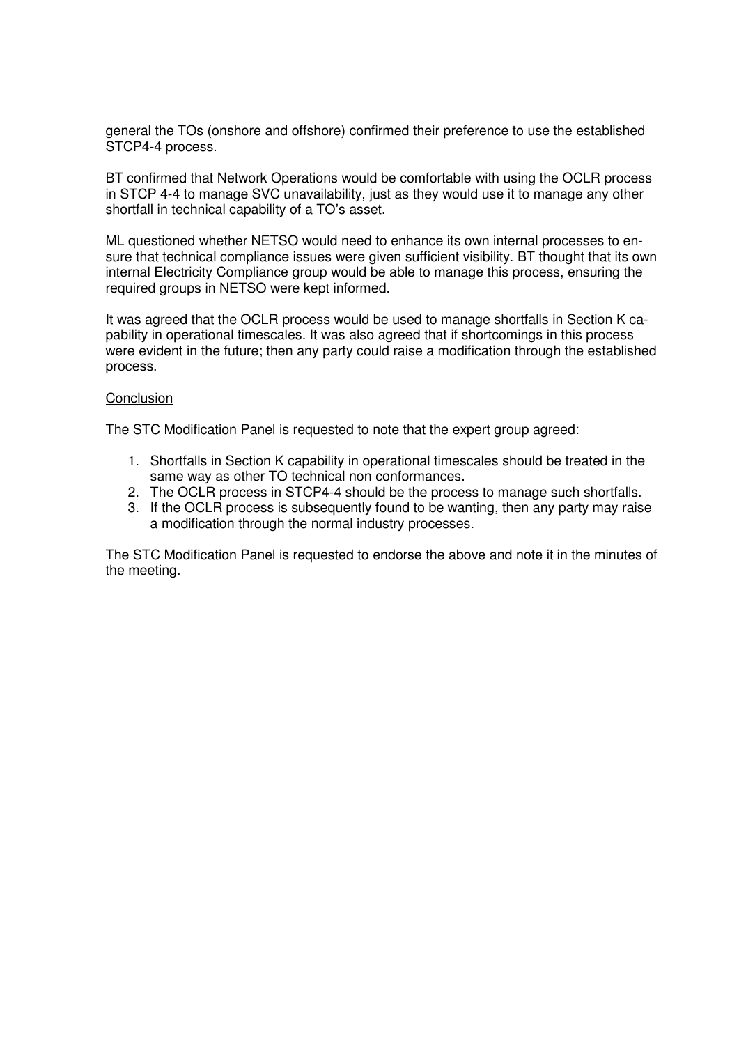general the TOs (onshore and offshore) confirmed their preference to use the established STCP4-4 process.

BT confirmed that Network Operations would be comfortable with using the OCLR process in STCP 4-4 to manage SVC unavailability, just as they would use it to manage any other shortfall in technical capability of a TO's asset.

ML questioned whether NETSO would need to enhance its own internal processes to ensure that technical compliance issues were given sufficient visibility. BT thought that its own internal Electricity Compliance group would be able to manage this process, ensuring the required groups in NETSO were kept informed.

It was agreed that the OCLR process would be used to manage shortfalls in Section K capability in operational timescales. It was also agreed that if shortcomings in this process were evident in the future; then any party could raise a modification through the established process.

Conclusion

The STC Modification Panel is requested to note that the expert group agreed:

1. Shortfalls in Section K capability in operational timescales should be treated in the same way as other TO technical non conformances.
2. The OCLR process in STCP4-4 should be the process to manage such shortfalls.
3. If the OCLR process is subsequently found to be wanting, then any party may raise a modification through the normal industry processes.

The STC Modification Panel is requested to endorse the above and note it in the minutes of the meeting.